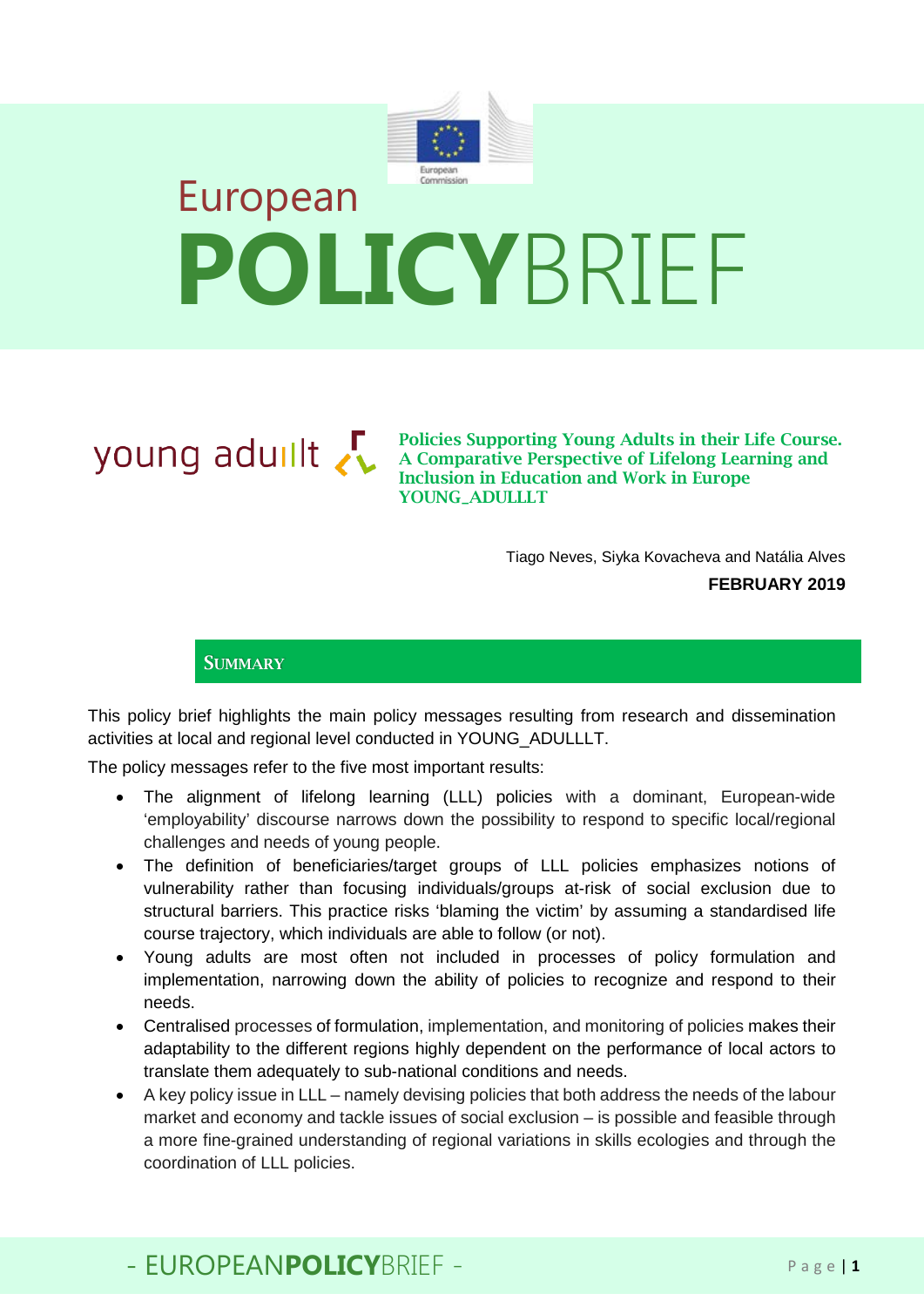European Commission

# European POLICYBRIEF

young adullt

**Policies Supporting Young Adults in their Life Course. A Comparative Perspective of Lifelong Learning and Inclusion in Education and Work in Europe YOUNG_ADULLLT**

Tiago Neves, Siyka Kovacheva and Natália Alves

**FEBRUARY 2019**

## SUMMARY

This policy brief highlights the main policy messages resulting from research and dissemination activities at local and regional level conducted in YOUNG_ADULLLT.

The policy messages refer to the five most important results:

- The alignment of lifelong learning (LLL) policies with a dominant, European-wide 'employability' discourse narrows down the possibility to respond to specific local/regional challenges and needs of young people.
- The definition of beneficiaries/target groups of LLL policies emphasizes notions of vulnerability rather than focusing individuals/groups at-risk of social exclusion due to structural barriers. This practice risks 'blaming the victim' by assuming a standardised life course trajectory, which individuals are able to follow (or not).
- Young adults are most often not included in processes of policy formulation and implementation, narrowing down the ability of policies to recognize and respond to their needs.
- Centralised processes of formulation, implementation, and monitoring of policies makes their adaptability to the different regions highly dependent on the performance of local actors to translate them adequately to sub-national conditions and needs.
- A key policy issue in LLL – namely devising policies that both address the needs of the labour market and economy and tackle issues of social exclusion – is possible and feasible through a more fine-grained understanding of regional variations in skills ecologies and through the coordination of LLL policies.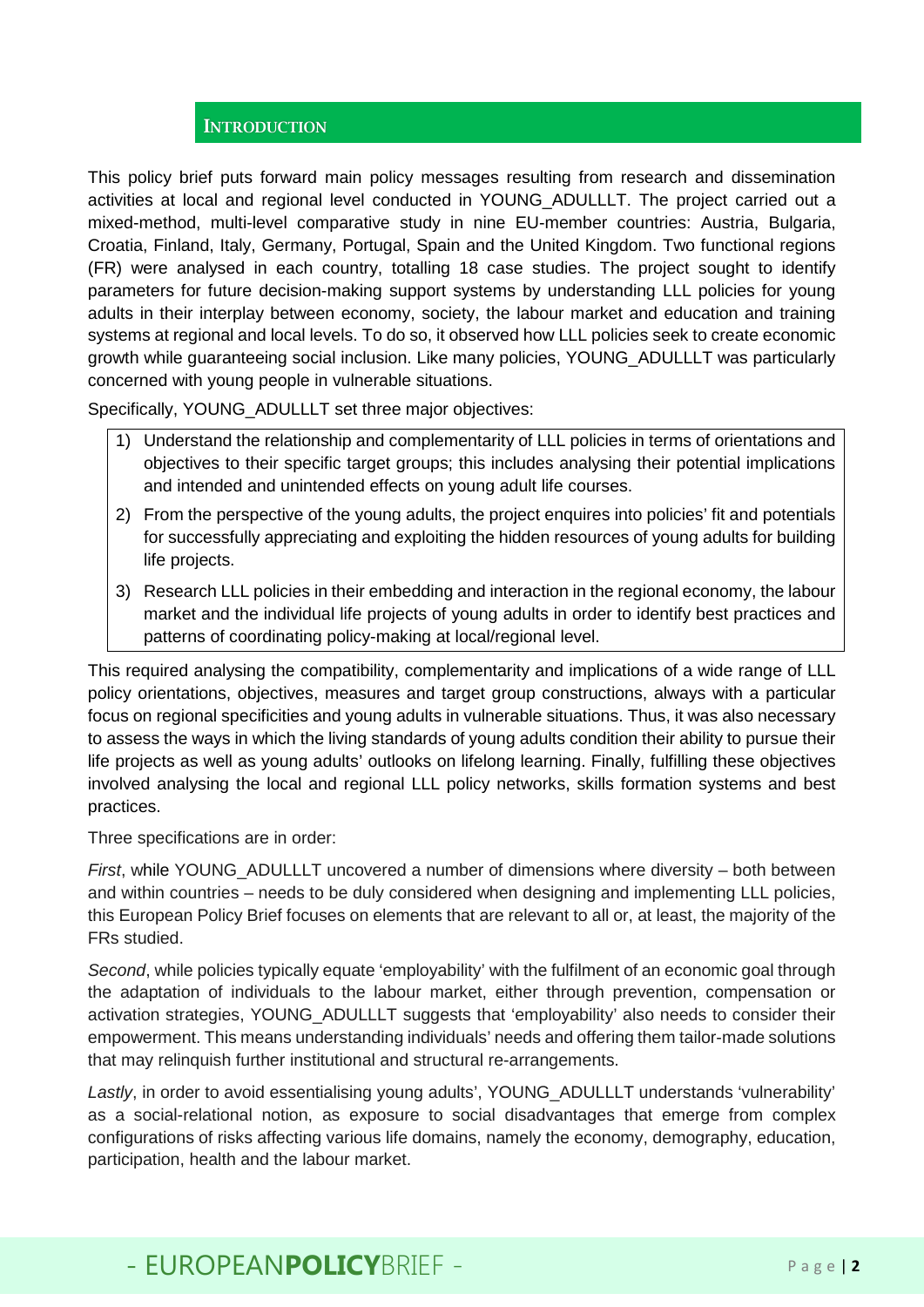## Introduction

This policy brief puts forward main policy messages resulting from research and dissemination activities at local and regional level conducted in YOUNG_ADULLLT. The project carried out a mixed-method, multi-level comparative study in nine EU-member countries: Austria, Bulgaria, Croatia, Finland, Italy, Germany, Portugal, Spain and the United Kingdom. Two functional regions (FR) were analysed in each country, totalling 18 case studies. The project sought to identify parameters for future decision-making support systems by understanding LLL policies for young adults in their interplay between economy, society, the labour market and education and training systems at regional and local levels. To do so, it observed how LLL policies seek to create economic growth while guaranteeing social inclusion. Like many policies, YOUNG_ADULLLT was particularly concerned with young people in vulnerable situations.

Specifically, YOUNG_ADULLLT set three major objectives:

1) Understand the relationship and complementarity of LLL policies in terms of orientations and objectives to their specific target groups; this includes analysing their potential implications and intended and unintended effects on young adult life courses.
2) From the perspective of the young adults, the project enquires into policies' fit and potentials for successfully appreciating and exploiting the hidden resources of young adults for building life projects.
3) Research LLL policies in their embedding and interaction in the regional economy, the labour market and the individual life projects of young adults in order to identify best practices and patterns of coordinating policy-making at local/regional level.

This required analysing the compatibility, complementarity and implications of a wide range of LLL policy orientations, objectives, measures and target group constructions, always with a particular focus on regional specificities and young adults in vulnerable situations. Thus, it was also necessary to assess the ways in which the living standards of young adults condition their ability to pursue their life projects as well as young adults' outlooks on lifelong learning. Finally, fulfilling these objectives involved analysing the local and regional LLL policy networks, skills formation systems and best practices.

Three specifications are in order:

*First*, while YOUNG_ADULLLT uncovered a number of dimensions where diversity – both between and within countries – needs to be duly considered when designing and implementing LLL policies, this European Policy Brief focuses on elements that are relevant to all or, at least, the majority of the FRs studied.

*Second*, while policies typically equate 'employability' with the fulfilment of an economic goal through the adaptation of individuals to the labour market, either through prevention, compensation or activation strategies, YOUNG_ADULLLT suggests that 'employability' also needs to consider their empowerment. This means understanding individuals' needs and offering them tailor-made solutions that may relinquish further institutional and structural re-arrangements.

*Lastly*, in order to avoid essentialising young adults', YOUNG_ADULLLT understands 'vulnerability' as a social-relational notion, as exposure to social disadvantages that emerge from complex configurations of risks affecting various life domains, namely the economy, demography, education, participation, health and the labour market.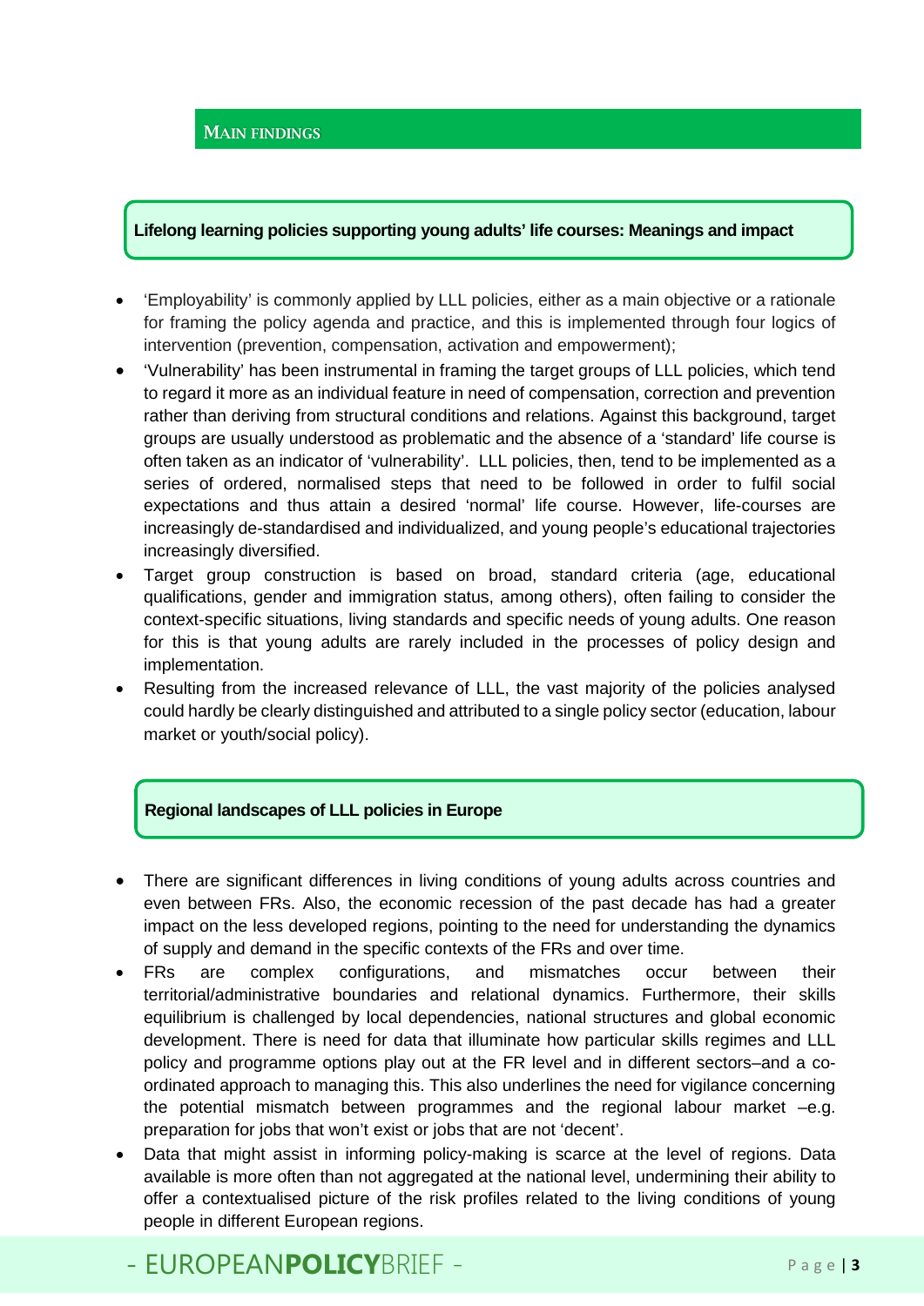## Main findings

### Lifelong learning policies supporting young adults' life courses: Meanings and impact

- 'Employability' is commonly applied by LLL policies, either as a main objective or a rationale for framing the policy agenda and practice, and this is implemented through four logics of intervention (prevention, compensation, activation and empowerment);
- 'Vulnerability' has been instrumental in framing the target groups of LLL policies, which tend to regard it more as an individual feature in need of compensation, correction and prevention rather than deriving from structural conditions and relations. Against this background, target groups are usually understood as problematic and the absence of a 'standard' life course is often taken as an indicator of 'vulnerability'. LLL policies, then, tend to be implemented as a series of ordered, normalised steps that need to be followed in order to fulfil social expectations and thus attain a desired 'normal' life course. However, life-courses are increasingly de-standardised and individualized, and young people's educational trajectories increasingly diversified.
- Target group construction is based on broad, standard criteria (age, educational qualifications, gender and immigration status, among others), often failing to consider the context-specific situations, living standards and specific needs of young adults. One reason for this is that young adults are rarely included in the processes of policy design and implementation.
- Resulting from the increased relevance of LLL, the vast majority of the policies analysed could hardly be clearly distinguished and attributed to a single policy sector (education, labour market or youth/social policy).

### Regional landscapes of LLL policies in Europe

- There are significant differences in living conditions of young adults across countries and even between FRs. Also, the economic recession of the past decade has had a greater impact on the less developed regions, pointing to the need for understanding the dynamics of supply and demand in the specific contexts of the FRs and over time.
- FRs are complex configurations, and mismatches occur between their territorial/administrative boundaries and relational dynamics. Furthermore, their skills equilibrium is challenged by local dependencies, national structures and global economic development. There is need for data that illuminate how particular skills regimes and LLL policy and programme options play out at the FR level and in different sectors–and a co-ordinated approach to managing this. This also underlines the need for vigilance concerning the potential mismatch between programmes and the regional labour market –e.g. preparation for jobs that won't exist or jobs that are not 'decent'.
- Data that might assist in informing policy-making is scarce at the level of regions. Data available is more often than not aggregated at the national level, undermining their ability to offer a contextualised picture of the risk profiles related to the living conditions of young people in different European regions.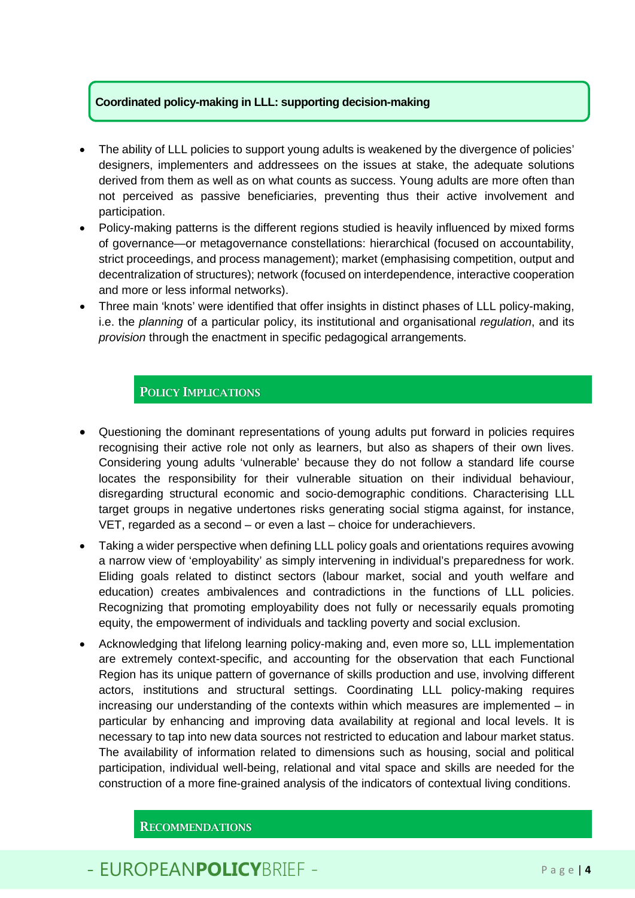**Coordinated policy-making in LLL: supporting decision-making**

- The ability of LLL policies to support young adults is weakened by the divergence of policies' designers, implementers and addressees on the issues at stake, the adequate solutions derived from them as well as on what counts as success. Young adults are more often than not perceived as passive beneficiaries, preventing thus their active involvement and participation.
- Policy-making patterns is the different regions studied is heavily influenced by mixed forms of governance—or metagovernance constellations: hierarchical (focused on accountability, strict proceedings, and process management); market (emphasising competition, output and decentralization of structures); network (focused on interdependence, interactive cooperation and more or less informal networks).
- Three main 'knots' were identified that offer insights in distinct phases of LLL policy-making, i.e. the *planning* of a particular policy, its institutional and organisational *regulation*, and its *provision* through the enactment in specific pedagogical arrangements.

## Policy Implications

- Questioning the dominant representations of young adults put forward in policies requires recognising their active role not only as learners, but also as shapers of their own lives. Considering young adults 'vulnerable' because they do not follow a standard life course locates the responsibility for their vulnerable situation on their individual behaviour, disregarding structural economic and socio-demographic conditions. Characterising LLL target groups in negative undertones risks generating social stigma against, for instance, VET, regarded as a second – or even a last – choice for underachievers.
- Taking a wider perspective when defining LLL policy goals and orientations requires avowing a narrow view of 'employability' as simply intervening in individual's preparedness for work. Eliding goals related to distinct sectors (labour market, social and youth welfare and education) creates ambivalences and contradictions in the functions of LLL policies. Recognizing that promoting employability does not fully or necessarily equals promoting equity, the empowerment of individuals and tackling poverty and social exclusion.
- Acknowledging that lifelong learning policy-making and, even more so, LLL implementation are extremely context-specific, and accounting for the observation that each Functional Region has its unique pattern of governance of skills production and use, involving different actors, institutions and structural settings. Coordinating LLL policy-making requires increasing our understanding of the contexts within which measures are implemented – in particular by enhancing and improving data availability at regional and local levels. It is necessary to tap into new data sources not restricted to education and labour market status. The availability of information related to dimensions such as housing, social and political participation, individual well-being, relational and vital space and skills are needed for the construction of a more fine-grained analysis of the indicators of contextual living conditions.

## Recommendations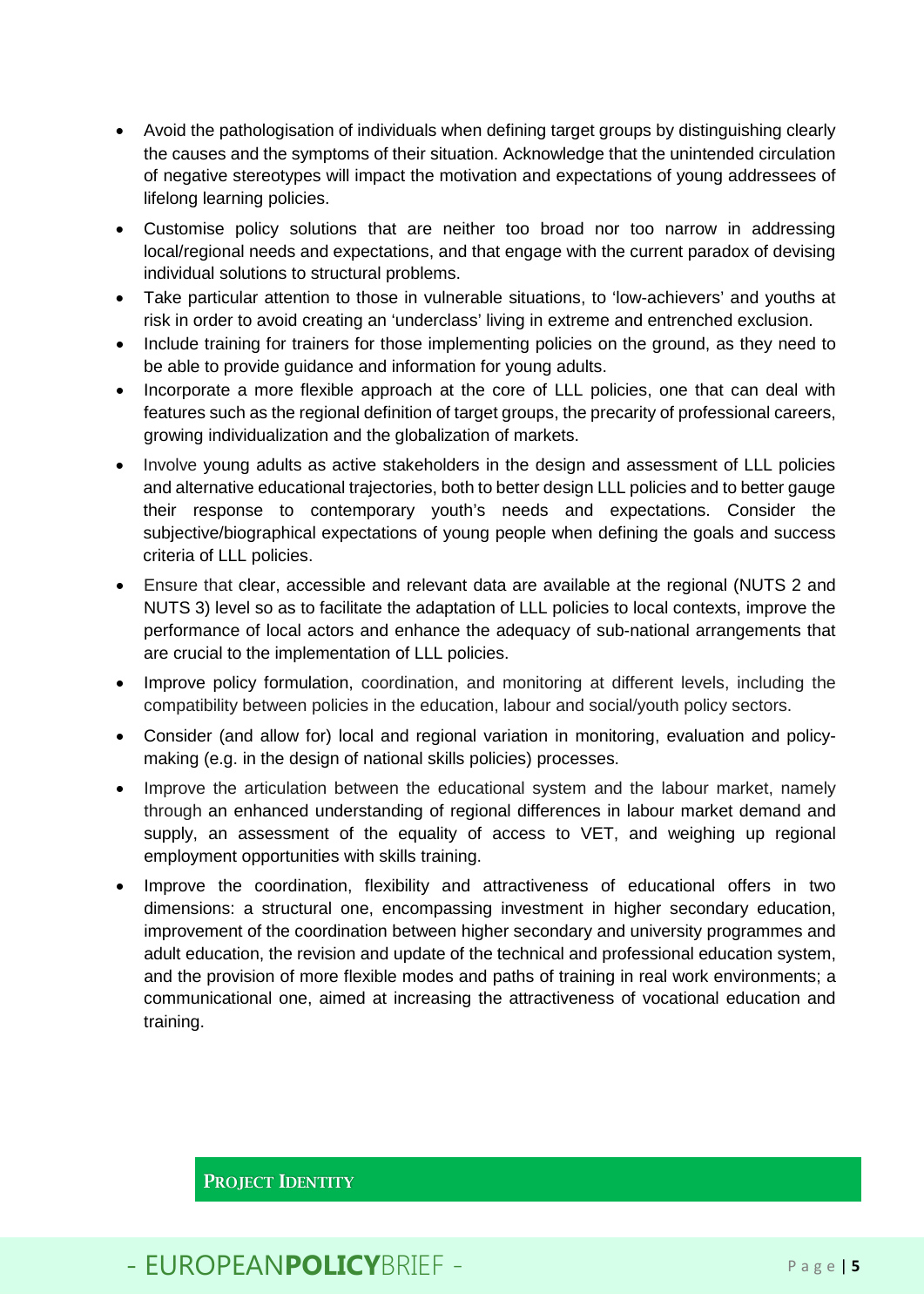- Avoid the pathologisation of individuals when defining target groups by distinguishing clearly the causes and the symptoms of their situation. Acknowledge that the unintended circulation of negative stereotypes will impact the motivation and expectations of young addressees of lifelong learning policies.
- Customise policy solutions that are neither too broad nor too narrow in addressing local/regional needs and expectations, and that engage with the current paradox of devising individual solutions to structural problems.
- Take particular attention to those in vulnerable situations, to 'low-achievers' and youths at risk in order to avoid creating an 'underclass' living in extreme and entrenched exclusion.
- Include training for trainers for those implementing policies on the ground, as they need to be able to provide guidance and information for young adults.
- Incorporate a more flexible approach at the core of LLL policies, one that can deal with features such as the regional definition of target groups, the precarity of professional careers, growing individualization and the globalization of markets.
- Involve young adults as active stakeholders in the design and assessment of LLL policies and alternative educational trajectories, both to better design LLL policies and to better gauge their response to contemporary youth's needs and expectations. Consider the subjective/biographical expectations of young people when defining the goals and success criteria of LLL policies.
- Ensure that clear, accessible and relevant data are available at the regional (NUTS 2 and NUTS 3) level so as to facilitate the adaptation of LLL policies to local contexts, improve the performance of local actors and enhance the adequacy of sub-national arrangements that are crucial to the implementation of LLL policies.
- Improve policy formulation, coordination, and monitoring at different levels, including the compatibility between policies in the education, labour and social/youth policy sectors.
- Consider (and allow for) local and regional variation in monitoring, evaluation and policy-making (e.g. in the design of national skills policies) processes.
- Improve the articulation between the educational system and the labour market, namely through an enhanced understanding of regional differences in labour market demand and supply, an assessment of the equality of access to VET, and weighing up regional employment opportunities with skills training.
- Improve the coordination, flexibility and attractiveness of educational offers in two dimensions: a structural one, encompassing investment in higher secondary education, improvement of the coordination between higher secondary and university programmes and adult education, the revision and update of the technical and professional education system, and the provision of more flexible modes and paths of training in real work environments; a communicational one, aimed at increasing the attractiveness of vocational education and training.

## PROJECT IDENTITY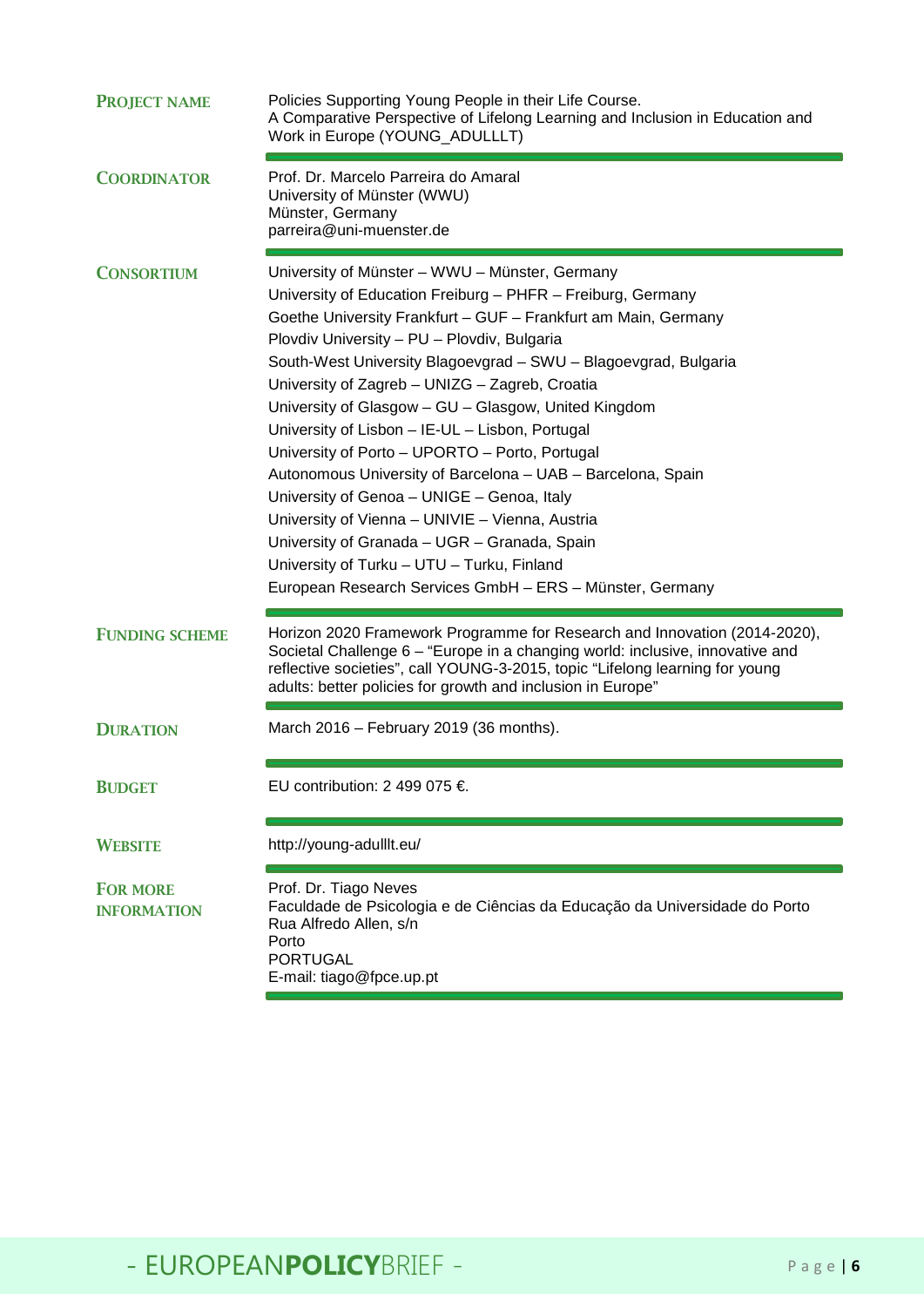| | |
|---|---|
| **PROJECT NAME** | Policies Supporting Young People in their Life Course. A Comparative Perspective of Lifelong Learning and Inclusion in Education and Work in Europe (YOUNG_ADULLLT) |
| **COORDINATOR** | Prof. Dr. Marcelo Parreira do Amaral<br>University of Münster (WWU)<br>Münster, Germany<br>parreira@uni-muenster.de |
| **CONSORTIUM** | University of Münster – WWU – Münster, Germany<br>University of Education Freiburg – PHFR – Freiburg, Germany<br>Goethe University Frankfurt – GUF – Frankfurt am Main, Germany<br>Plovdiv University – PU – Plovdiv, Bulgaria<br>South-West University Blagoevgrad – SWU – Blagoevgrad, Bulgaria<br>University of Zagreb – UNIZG – Zagreb, Croatia<br>University of Glasgow – GU – Glasgow, United Kingdom<br>University of Lisbon – IE-UL – Lisbon, Portugal<br>University of Porto – UPORTO – Porto, Portugal<br>Autonomous University of Barcelona – UAB – Barcelona, Spain<br>University of Genoa – UNIGE – Genoa, Italy<br>University of Vienna – UNIVIE – Vienna, Austria<br>University of Granada – UGR – Granada, Spain<br>University of Turku – UTU – Turku, Finland<br>European Research Services GmbH – ERS – Münster, Germany |
| **FUNDING SCHEME** | Horizon 2020 Framework Programme for Research and Innovation (2014-2020), Societal Challenge 6 – "Europe in a changing world: inclusive, innovative and reflective societies", call YOUNG-3-2015, topic "Lifelong learning for young adults: better policies for growth and inclusion in Europe" |
| **DURATION** | March 2016 – February 2019 (36 months). |
| **BUDGET** | EU contribution: 2 499 075 €. |
| **WEBSITE** | http://young-adulllt.eu/ |
| **FOR MORE INFORMATION** | Prof. Dr. Tiago Neves<br>Faculdade de Psicologia e de Ciências da Educação da Universidade do Porto<br>Rua Alfredo Allen, s/n<br>Porto<br>PORTUGAL<br>E-mail: tiago@fpce.up.pt |